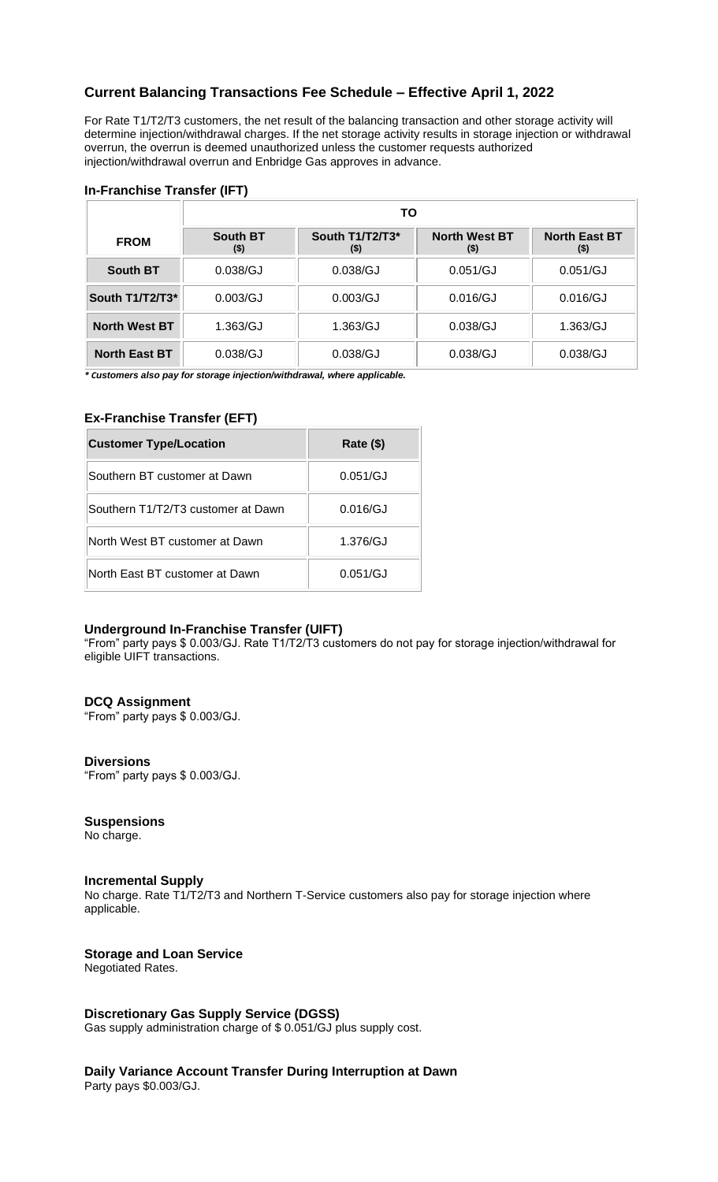## Current Balancing Transactions Fee Schedule – Effective April 1, 2022

For Rate T1/T2/T3 customers, the net result of the balancing transaction and other storage activity will determine injection/withdrawal charges. If the net storage activity results in storage injection or withdrawal overrun, the overrun is deemed unauthorized unless the customer requests authorized injection/withdrawal overrun and Enbridge Gas approves in advance.

### In-Franchise Transfer (IFT)

| | TO | | | |
|---|---|---|---|---|
| **FROM** | **South BT ($)** | **South T1/T2/T3* ($)** | **North West BT ($)** | **North East BT ($)** |
| **South BT** | 0.038/GJ | 0.038/GJ | 0.051/GJ | 0.051/GJ |
| **South T1/T2/T3*** | 0.003/GJ | 0.003/GJ | 0.016/GJ | 0.016/GJ |
| **North West BT** | 1.363/GJ | 1.363/GJ | 0.038/GJ | 1.363/GJ |
| **North East BT** | 0.038/GJ | 0.038/GJ | 0.038/GJ | 0.038/GJ |

***** *Customers also pay for storage injection/withdrawal, where applicable.*

### Ex-Franchise Transfer (EFT)

| Customer Type/Location | Rate ($) |
|---|---|
| Southern BT customer at Dawn | 0.051/GJ |
| Southern T1/T2/T3 customer at Dawn | 0.016/GJ |
| North West BT customer at Dawn | 1.376/GJ |
| North East BT customer at Dawn | 0.051/GJ |

### Underground In-Franchise Transfer (UIFT)

"From" party pays $ 0.003/GJ. Rate T1/T2/T3 customers do not pay for storage injection/withdrawal for eligible UIFT transactions.

### DCQ Assignment

"From" party pays $ 0.003/GJ.

### Diversions

"From" party pays $ 0.003/GJ.

### Suspensions

No charge.

### Incremental Supply

No charge. Rate T1/T2/T3 and Northern T-Service customers also pay for storage injection where applicable.

### Storage and Loan Service

Negotiated Rates.

### Discretionary Gas Supply Service (DGSS)

Gas supply administration charge of $ 0.051/GJ plus supply cost.

### Daily Variance Account Transfer During Interruption at Dawn

Party pays $0.003/GJ.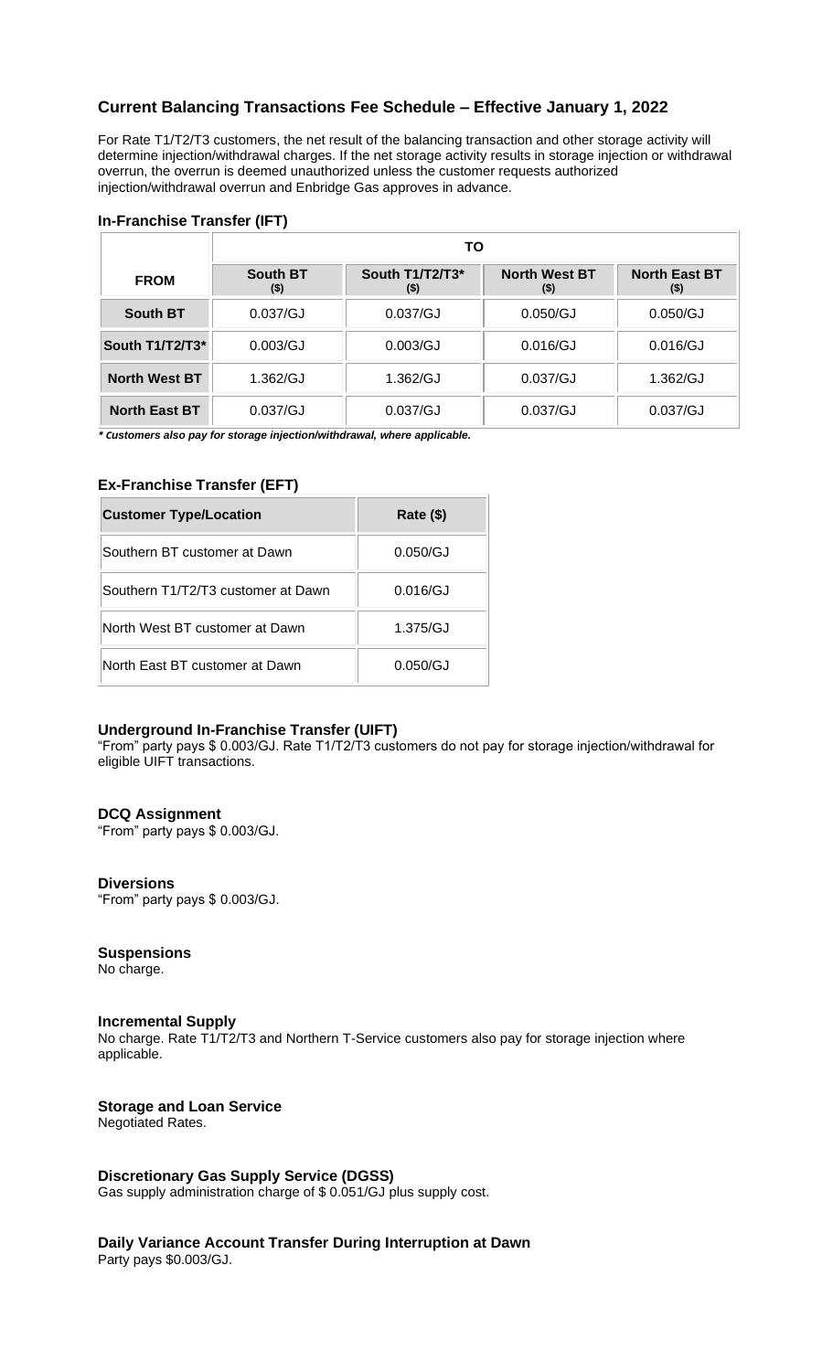## Current Balancing Transactions Fee Schedule – Effective January 1, 2022

For Rate T1/T2/T3 customers, the net result of the balancing transaction and other storage activity will determine injection/withdrawal charges. If the net storage activity results in storage injection or withdrawal overrun, the overrun is deemed unauthorized unless the customer requests authorized injection/withdrawal overrun and Enbridge Gas approves in advance.

### In-Franchise Transfer (IFT)

| | TO | | | |
|---|---|---|---|---|
| **FROM** | **South BT ($)** | **South T1/T2/T3* ($)** | **North West BT ($)** | **North East BT ($)** |
| **South BT** | 0.037/GJ | 0.037/GJ | 0.050/GJ | 0.050/GJ |
| **South T1/T2/T3*** | 0.003/GJ | 0.003/GJ | 0.016/GJ | 0.016/GJ |
| **North West BT** | 1.362/GJ | 1.362/GJ | 0.037/GJ | 1.362/GJ |
| **North East BT** | 0.037/GJ | 0.037/GJ | 0.037/GJ | 0.037/GJ |

***\* Customers also pay for storage injection/withdrawal, where applicable.***

### Ex-Franchise Transfer (EFT)

| Customer Type/Location | Rate ($) |
|---|---|
| Southern BT customer at Dawn | 0.050/GJ |
| Southern T1/T2/T3 customer at Dawn | 0.016/GJ |
| North West BT customer at Dawn | 1.375/GJ |
| North East BT customer at Dawn | 0.050/GJ |

### Underground In-Franchise Transfer (UIFT)

"From" party pays $ 0.003/GJ. Rate T1/T2/T3 customers do not pay for storage injection/withdrawal for eligible UIFT transactions.

### DCQ Assignment

"From" party pays $ 0.003/GJ.

### Diversions

"From" party pays $ 0.003/GJ.

### Suspensions

No charge.

### Incremental Supply

No charge. Rate T1/T2/T3 and Northern T-Service customers also pay for storage injection where applicable.

### Storage and Loan Service

Negotiated Rates.

### Discretionary Gas Supply Service (DGSS)

Gas supply administration charge of $ 0.051/GJ plus supply cost.

### Daily Variance Account Transfer During Interruption at Dawn

Party pays $0.003/GJ.